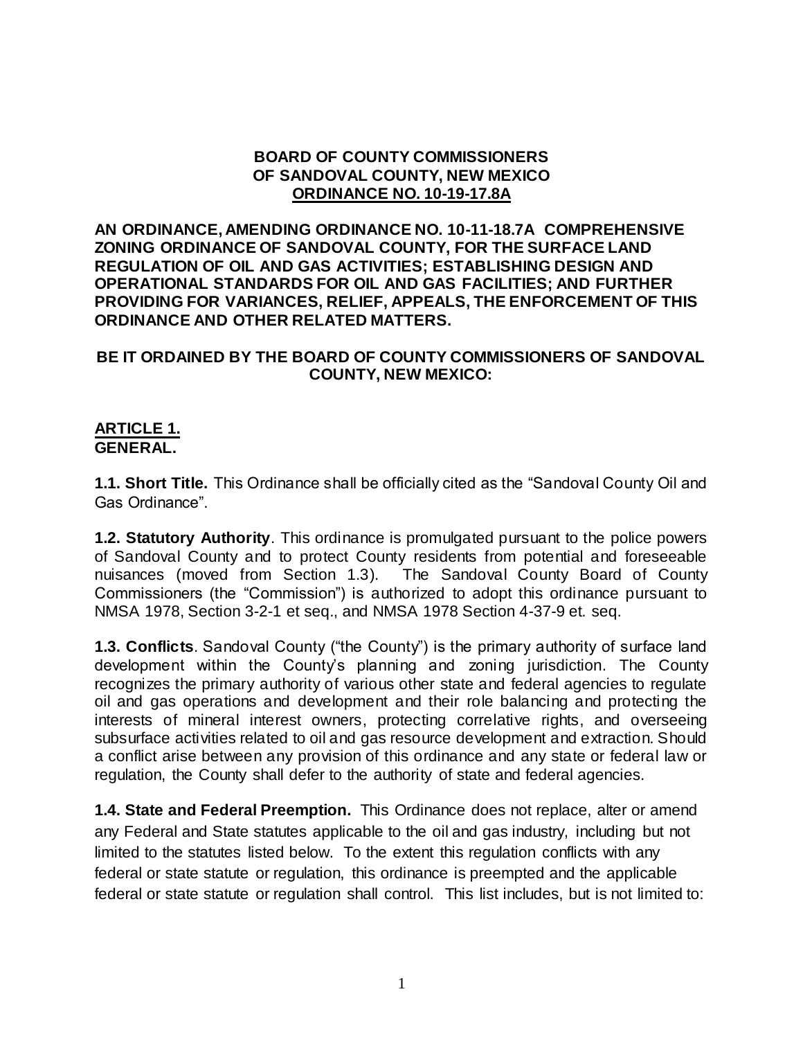**BOARD OF COUNTY COMMISSIONERS**
**OF SANDOVAL COUNTY, NEW MEXICO**
**ORDINANCE NO. 10-19-17.8A**

**AN ORDINANCE, AMENDING ORDINANCE NO. 10-11-18.7A COMPREHENSIVE ZONING ORDINANCE OF SANDOVAL COUNTY, FOR THE SURFACE LAND REGULATION OF OIL AND GAS ACTIVITIES; ESTABLISHING DESIGN AND OPERATIONAL STANDARDS FOR OIL AND GAS FACILITIES; AND FURTHER PROVIDING FOR VARIANCES, RELIEF, APPEALS, THE ENFORCEMENT OF THIS ORDINANCE AND OTHER RELATED MATTERS.**

**BE IT ORDAINED BY THE BOARD OF COUNTY COMMISSIONERS OF SANDOVAL COUNTY, NEW MEXICO:**

## ARTICLE 1. GENERAL.

**1.1. Short Title.** This Ordinance shall be officially cited as the "Sandoval County Oil and Gas Ordinance".

**1.2. Statutory Authority**. This ordinance is promulgated pursuant to the police powers of Sandoval County and to protect County residents from potential and foreseeable nuisances (moved from Section 1.3). The Sandoval County Board of County Commissioners (the "Commission") is authorized to adopt this ordinance pursuant to NMSA 1978, Section 3-2-1 et seq., and NMSA 1978 Section 4-37-9 et. seq.

**1.3. Conflicts**. Sandoval County ("the County") is the primary authority of surface land development within the County's planning and zoning jurisdiction. The County recognizes the primary authority of various other state and federal agencies to regulate oil and gas operations and development and their role balancing and protecting the interests of mineral interest owners, protecting correlative rights, and overseeing subsurface activities related to oil and gas resource development and extraction. Should a conflict arise between any provision of this ordinance and any state or federal law or regulation, the County shall defer to the authority of state and federal agencies.

**1.4. State and Federal Preemption.** This Ordinance does not replace, alter or amend any Federal and State statutes applicable to the oil and gas industry, including but not limited to the statutes listed below. To the extent this regulation conflicts with any federal or state statute or regulation, this ordinance is preempted and the applicable federal or state statute or regulation shall control. This list includes, but is not limited to: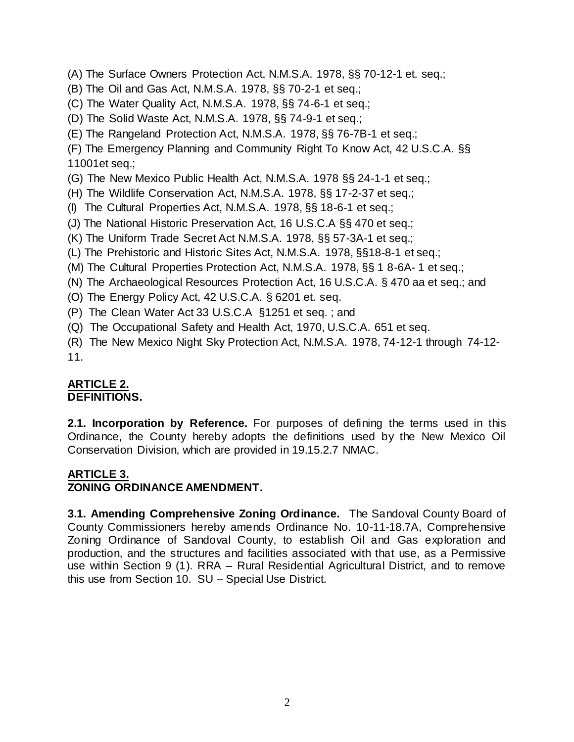(A) The Surface Owners Protection Act, N.M.S.A. 1978, §§ 70-12-1 et. seq.;

(B) The Oil and Gas Act, N.M.S.A. 1978, §§ 70-2-1 et seq.;

(C) The Water Quality Act, N.M.S.A. 1978, §§ 74-6-1 et seq.;

(D) The Solid Waste Act, N.M.S.A. 1978, §§ 74-9-1 et seq.;

(E) The Rangeland Protection Act, N.M.S.A. 1978, §§ 76-7B-1 et seq.;

(F) The Emergency Planning and Community Right To Know Act, 42 U.S.C.A. §§ 11001et seq.;

(G) The New Mexico Public Health Act, N.M.S.A. 1978 §§ 24-1-1 et seq.;

(H) The Wildlife Conservation Act, N.M.S.A. 1978, §§ 17-2-37 et seq.;

(I) The Cultural Properties Act, N.M.S.A. 1978, §§ 18-6-1 et seq.;

(J) The National Historic Preservation Act, 16 U.S.C.A §§ 470 et seq.;

(K) The Uniform Trade Secret Act N.M.S.A. 1978, §§ 57-3A-1 et seq.;

(L) The Prehistoric and Historic Sites Act, N.M.S.A. 1978, §§18-8-1 et seq.;

(M) The Cultural Properties Protection Act, N.M.S.A. 1978, §§ 1 8-6A- 1 et seq.;

(N) The Archaeological Resources Protection Act, 16 U.S.C.A. § 470 aa et seq.; and

(O) The Energy Policy Act, 42 U.S.C.A. § 6201 et. seq.

(P) The Clean Water Act 33 U.S.C.A §1251 et seq. ; and

(Q) The Occupational Safety and Health Act, 1970, U.S.C.A. 651 et seq.

(R) The New Mexico Night Sky Protection Act, N.M.S.A. 1978, 74-12-1 through 74-12-11.

## ARTICLE 2.
## DEFINITIONS.

**2.1. Incorporation by Reference.** For purposes of defining the terms used in this Ordinance, the County hereby adopts the definitions used by the New Mexico Oil Conservation Division, which are provided in 19.15.2.7 NMAC.

## ARTICLE 3.
## ZONING ORDINANCE AMENDMENT.

**3.1. Amending Comprehensive Zoning Ordinance.** The Sandoval County Board of County Commissioners hereby amends Ordinance No. 10-11-18.7A, Comprehensive Zoning Ordinance of Sandoval County, to establish Oil and Gas exploration and production, and the structures and facilities associated with that use, as a Permissive use within Section 9 (1). RRA – Rural Residential Agricultural District, and to remove this use from Section 10. SU – Special Use District.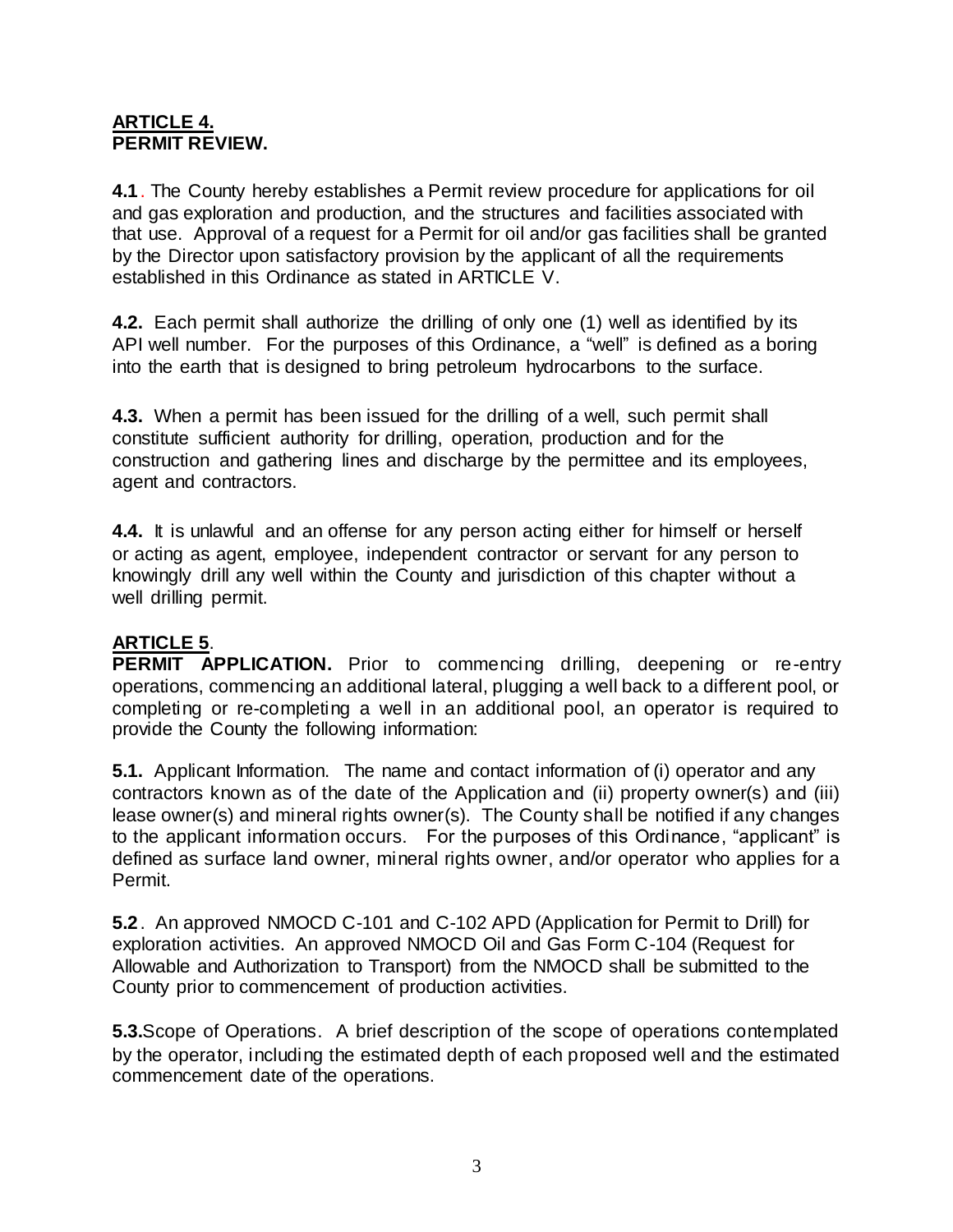## ARTICLE 4.
## PERMIT REVIEW.

**4.1**. The County hereby establishes a Permit review procedure for applications for oil and gas exploration and production, and the structures and facilities associated with that use. Approval of a request for a Permit for oil and/or gas facilities shall be granted by the Director upon satisfactory provision by the applicant of all the requirements established in this Ordinance as stated in ARTICLE V.

**4.2.** Each permit shall authorize the drilling of only one (1) well as identified by its API well number. For the purposes of this Ordinance, a "well" is defined as a boring into the earth that is designed to bring petroleum hydrocarbons to the surface.

**4.3.** When a permit has been issued for the drilling of a well, such permit shall constitute sufficient authority for drilling, operation, production and for the construction and gathering lines and discharge by the permittee and its employees, agent and contractors.

**4.4.** It is unlawful and an offense for any person acting either for himself or herself or acting as agent, employee, independent contractor or servant for any person to knowingly drill any well within the County and jurisdiction of this chapter without a well drilling permit.

## ARTICLE 5.

**PERMIT APPLICATION.** Prior to commencing drilling, deepening or re-entry operations, commencing an additional lateral, plugging a well back to a different pool, or completing or re-completing a well in an additional pool, an operator is required to provide the County the following information:

**5.1.** Applicant Information. The name and contact information of (i) operator and any contractors known as of the date of the Application and (ii) property owner(s) and (iii) lease owner(s) and mineral rights owner(s). The County shall be notified if any changes to the applicant information occurs. For the purposes of this Ordinance, "applicant" is defined as surface land owner, mineral rights owner, and/or operator who applies for a Permit.

**5.2**. An approved NMOCD C-101 and C-102 APD (Application for Permit to Drill) for exploration activities. An approved NMOCD Oil and Gas Form C-104 (Request for Allowable and Authorization to Transport) from the NMOCD shall be submitted to the County prior to commencement of production activities.

**5.3.** Scope of Operations. A brief description of the scope of operations contemplated by the operator, including the estimated depth of each proposed well and the estimated commencement date of the operations.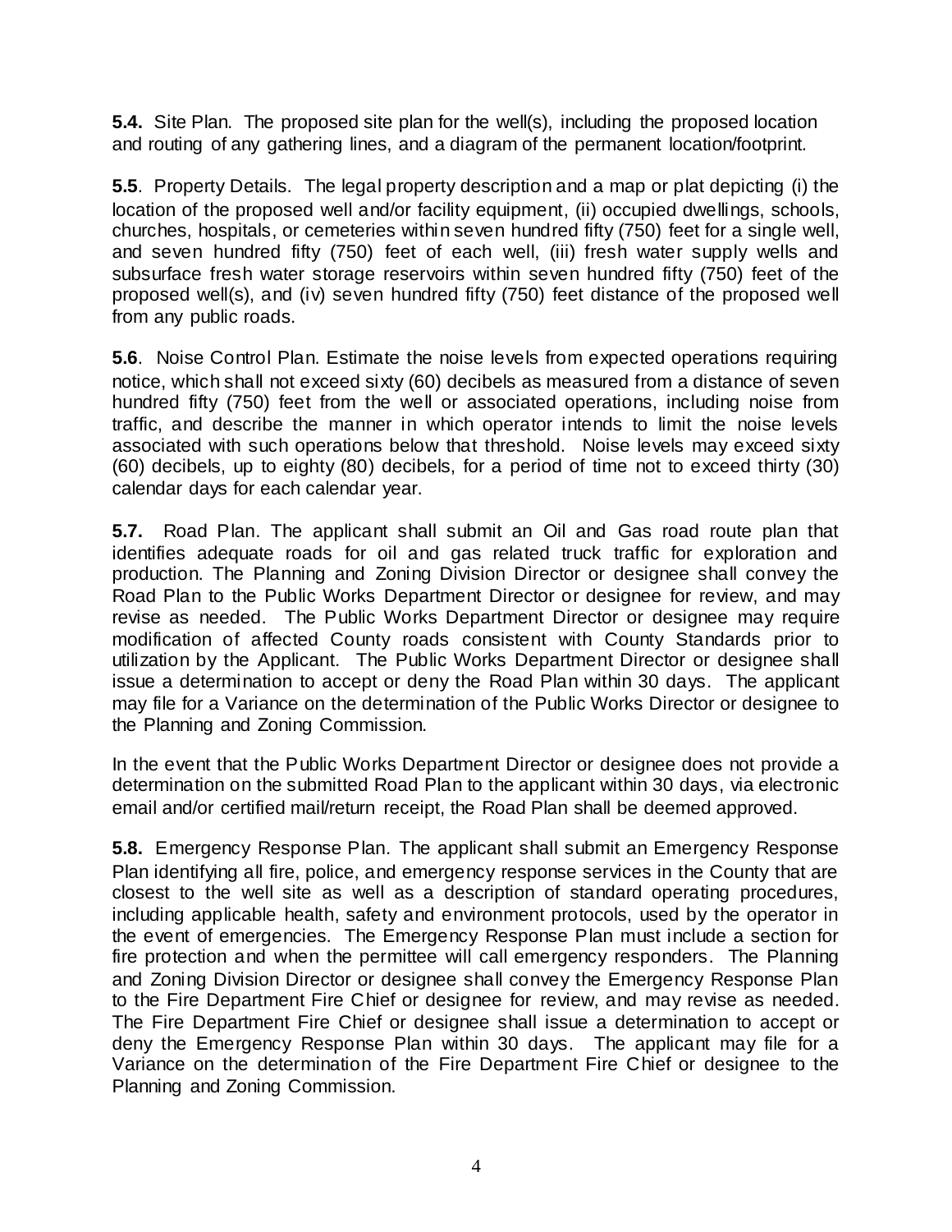**5.4.** Site Plan. The proposed site plan for the well(s), including the proposed location and routing of any gathering lines, and a diagram of the permanent location/footprint.

**5.5**. Property Details. The legal property description and a map or plat depicting (i) the location of the proposed well and/or facility equipment, (ii) occupied dwellings, schools, churches, hospitals, or cemeteries within seven hundred fifty (750) feet for a single well, and seven hundred fifty (750) feet of each well, (iii) fresh water supply wells and subsurface fresh water storage reservoirs within seven hundred fifty (750) feet of the proposed well(s), and (iv) seven hundred fifty (750) feet distance of the proposed well from any public roads.

**5.6**. Noise Control Plan. Estimate the noise levels from expected operations requiring notice, which shall not exceed sixty (60) decibels as measured from a distance of seven hundred fifty (750) feet from the well or associated operations, including noise from traffic, and describe the manner in which operator intends to limit the noise levels associated with such operations below that threshold. Noise levels may exceed sixty (60) decibels, up to eighty (80) decibels, for a period of time not to exceed thirty (30) calendar days for each calendar year.

**5.7.** Road Plan. The applicant shall submit an Oil and Gas road route plan that identifies adequate roads for oil and gas related truck traffic for exploration and production. The Planning and Zoning Division Director or designee shall convey the Road Plan to the Public Works Department Director or designee for review, and may revise as needed. The Public Works Department Director or designee may require modification of affected County roads consistent with County Standards prior to utilization by the Applicant. The Public Works Department Director or designee shall issue a determination to accept or deny the Road Plan within 30 days. The applicant may file for a Variance on the determination of the Public Works Director or designee to the Planning and Zoning Commission.

In the event that the Public Works Department Director or designee does not provide a determination on the submitted Road Plan to the applicant within 30 days, via electronic email and/or certified mail/return receipt, the Road Plan shall be deemed approved.

**5.8.** Emergency Response Plan. The applicant shall submit an Emergency Response Plan identifying all fire, police, and emergency response services in the County that are closest to the well site as well as a description of standard operating procedures, including applicable health, safety and environment protocols, used by the operator in the event of emergencies. The Emergency Response Plan must include a section for fire protection and when the permittee will call emergency responders. The Planning and Zoning Division Director or designee shall convey the Emergency Response Plan to the Fire Department Fire Chief or designee for review, and may revise as needed. The Fire Department Fire Chief or designee shall issue a determination to accept or deny the Emergency Response Plan within 30 days. The applicant may file for a Variance on the determination of the Fire Department Fire Chief or designee to the Planning and Zoning Commission.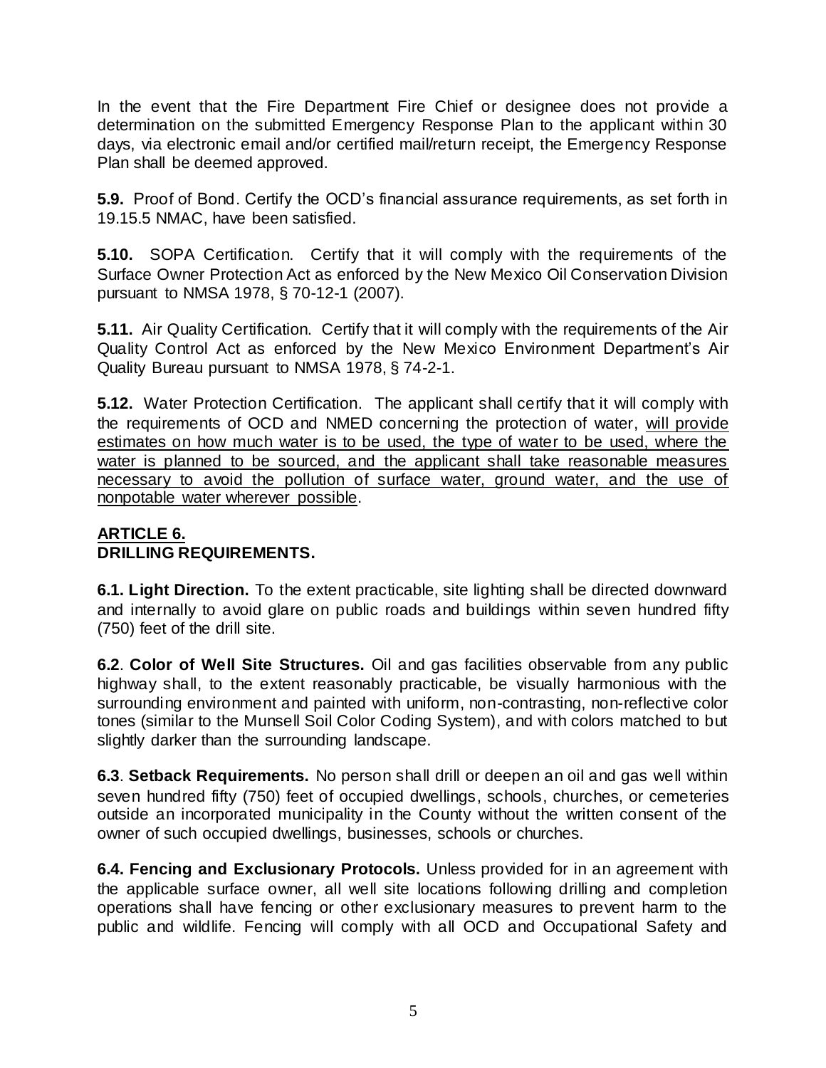In the event that the Fire Department Fire Chief or designee does not provide a determination on the submitted Emergency Response Plan to the applicant within 30 days, via electronic email and/or certified mail/return receipt, the Emergency Response Plan shall be deemed approved.

**5.9.** Proof of Bond. Certify the OCD's financial assurance requirements, as set forth in 19.15.5 NMAC, have been satisfied.

**5.10.** SOPA Certification. Certify that it will comply with the requirements of the Surface Owner Protection Act as enforced by the New Mexico Oil Conservation Division pursuant to NMSA 1978, § 70-12-1 (2007).

**5.11.** Air Quality Certification. Certify that it will comply with the requirements of the Air Quality Control Act as enforced by the New Mexico Environment Department's Air Quality Bureau pursuant to NMSA 1978, § 74-2-1.

**5.12.** Water Protection Certification. The applicant shall certify that it will comply with the requirements of OCD and NMED concerning the protection of water, <u>will provide estimates on how much water is to be used, the type of water to be used, where the water is planned to be sourced, and the applicant shall take reasonable measures necessary to avoid the pollution of surface water, ground water, and the use of nonpotable water wherever possible</u>.

## <u>ARTICLE 6.</u>
## DRILLING REQUIREMENTS.

**6.1. Light Direction.** To the extent practicable, site lighting shall be directed downward and internally to avoid glare on public roads and buildings within seven hundred fifty (750) feet of the drill site.

**6.2**. **Color of Well Site Structures.** Oil and gas facilities observable from any public highway shall, to the extent reasonably practicable, be visually harmonious with the surrounding environment and painted with uniform, non-contrasting, non-reflective color tones (similar to the Munsell Soil Color Coding System), and with colors matched to but slightly darker than the surrounding landscape.

**6.3**. **Setback Requirements.** No person shall drill or deepen an oil and gas well within seven hundred fifty (750) feet of occupied dwellings, schools, churches, or cemeteries outside an incorporated municipality in the County without the written consent of the owner of such occupied dwellings, businesses, schools or churches.

**6.4. Fencing and Exclusionary Protocols.** Unless provided for in an agreement with the applicable surface owner, all well site locations following drilling and completion operations shall have fencing or other exclusionary measures to prevent harm to the public and wildlife. Fencing will comply with all OCD and Occupational Safety and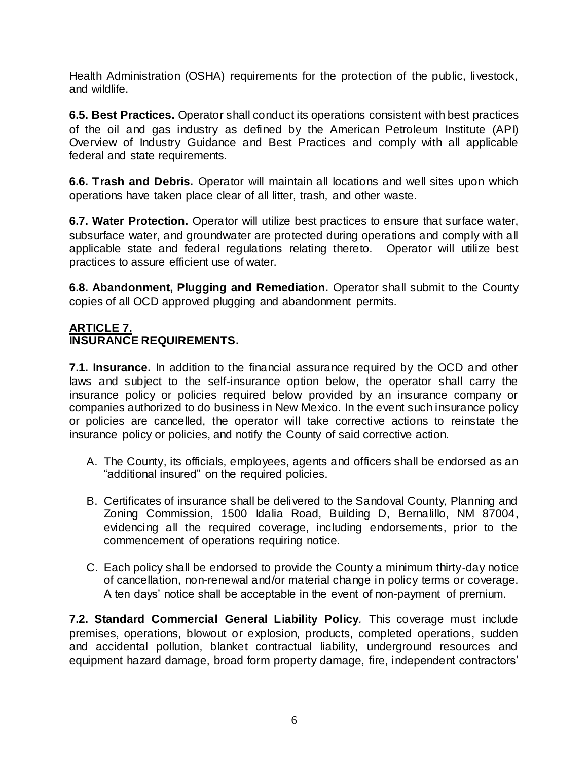Health Administration (OSHA) requirements for the protection of the public, livestock, and wildlife.

**6.5. Best Practices.** Operator shall conduct its operations consistent with best practices of the oil and gas industry as defined by the American Petroleum Institute (API) Overview of Industry Guidance and Best Practices and comply with all applicable federal and state requirements.

**6.6. Trash and Debris.** Operator will maintain all locations and well sites upon which operations have taken place clear of all litter, trash, and other waste.

**6.7. Water Protection.** Operator will utilize best practices to ensure that surface water, subsurface water, and groundwater are protected during operations and comply with all applicable state and federal regulations relating thereto. Operator will utilize best practices to assure efficient use of water.

**6.8. Abandonment, Plugging and Remediation.** Operator shall submit to the County copies of all OCD approved plugging and abandonment permits.

## ARTICLE 7.
## INSURANCE REQUIREMENTS.

**7.1. Insurance.** In addition to the financial assurance required by the OCD and other laws and subject to the self-insurance option below, the operator shall carry the insurance policy or policies required below provided by an insurance company or companies authorized to do business in New Mexico. In the event such insurance policy or policies are cancelled, the operator will take corrective actions to reinstate the insurance policy or policies, and notify the County of said corrective action.

A. The County, its officials, employees, agents and officers shall be endorsed as an "additional insured" on the required policies.

B. Certificates of insurance shall be delivered to the Sandoval County, Planning and Zoning Commission, 1500 Idalia Road, Building D, Bernalillo, NM 87004, evidencing all the required coverage, including endorsements, prior to the commencement of operations requiring notice.

C. Each policy shall be endorsed to provide the County a minimum thirty-day notice of cancellation, non-renewal and/or material change in policy terms or coverage. A ten days' notice shall be acceptable in the event of non-payment of premium.

**7.2. Standard Commercial General Liability Policy***.* This coverage must include premises, operations, blowout or explosion, products, completed operations, sudden and accidental pollution, blanket contractual liability, underground resources and equipment hazard damage, broad form property damage, fire, independent contractors'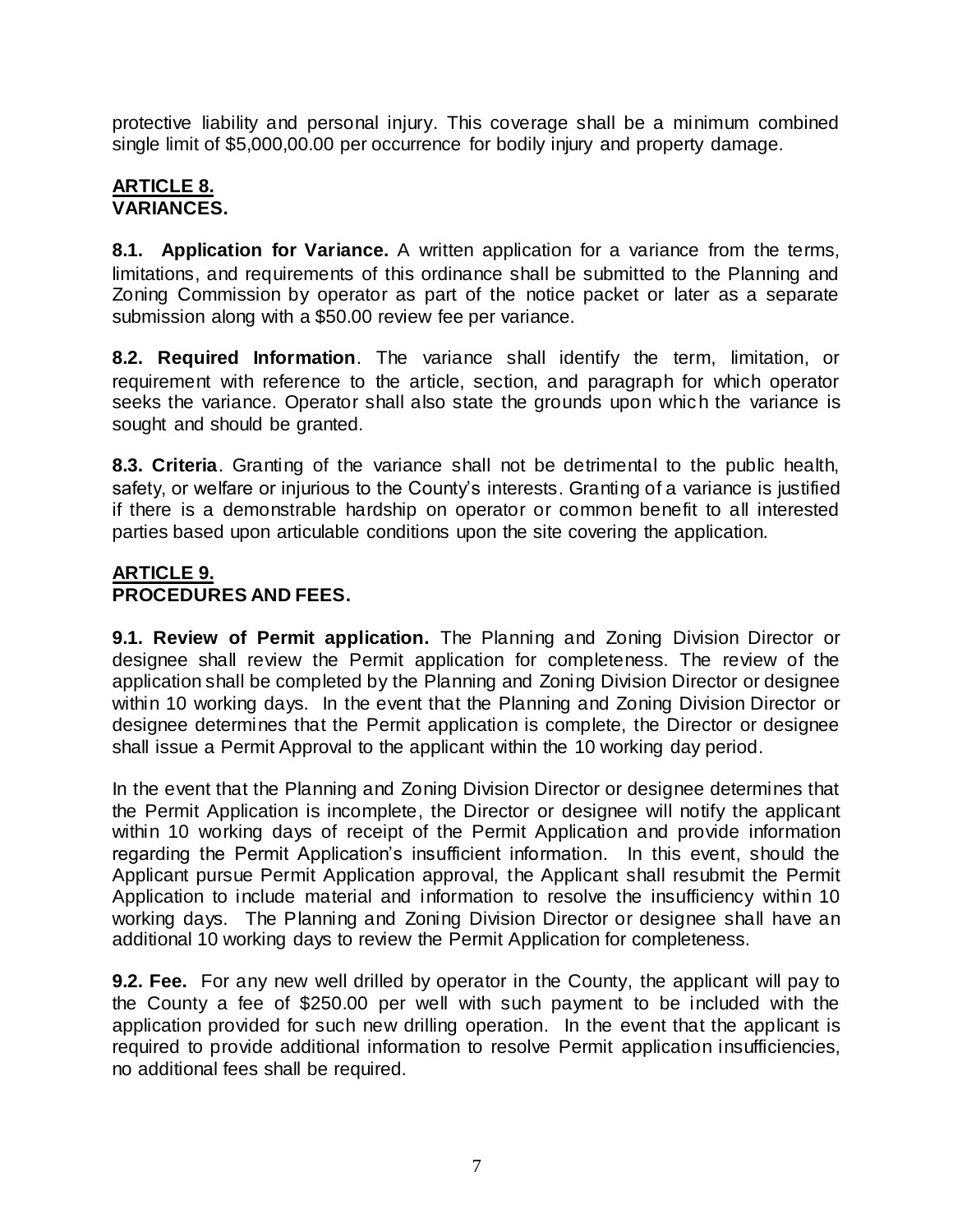protective liability and personal injury. This coverage shall be a minimum combined single limit of $5,000,00.00 per occurrence for bodily injury and property damage.

## ARTICLE 8.
## VARIANCES.

**8.1. Application for Variance.** A written application for a variance from the terms, limitations, and requirements of this ordinance shall be submitted to the Planning and Zoning Commission by operator as part of the notice packet or later as a separate submission along with a $50.00 review fee per variance.

**8.2. Required Information**. The variance shall identify the term, limitation, or requirement with reference to the article, section, and paragraph for which operator seeks the variance. Operator shall also state the grounds upon which the variance is sought and should be granted.

**8.3. Criteria**. Granting of the variance shall not be detrimental to the public health, safety, or welfare or injurious to the County's interests. Granting of a variance is justified if there is a demonstrable hardship on operator or common benefit to all interested parties based upon articulable conditions upon the site covering the application.

## ARTICLE 9.
## PROCEDURES AND FEES.

**9.1. Review of Permit application.** The Planning and Zoning Division Director or designee shall review the Permit application for completeness. The review of the application shall be completed by the Planning and Zoning Division Director or designee within 10 working days. In the event that the Planning and Zoning Division Director or designee determines that the Permit application is complete, the Director or designee shall issue a Permit Approval to the applicant within the 10 working day period.

In the event that the Planning and Zoning Division Director or designee determines that the Permit Application is incomplete, the Director or designee will notify the applicant within 10 working days of receipt of the Permit Application and provide information regarding the Permit Application's insufficient information. In this event, should the Applicant pursue Permit Application approval, the Applicant shall resubmit the Permit Application to include material and information to resolve the insufficiency within 10 working days. The Planning and Zoning Division Director or designee shall have an additional 10 working days to review the Permit Application for completeness.

**9.2. Fee.** For any new well drilled by operator in the County, the applicant will pay to the County a fee of $250.00 per well with such payment to be included with the application provided for such new drilling operation. In the event that the applicant is required to provide additional information to resolve Permit application insufficiencies, no additional fees shall be required.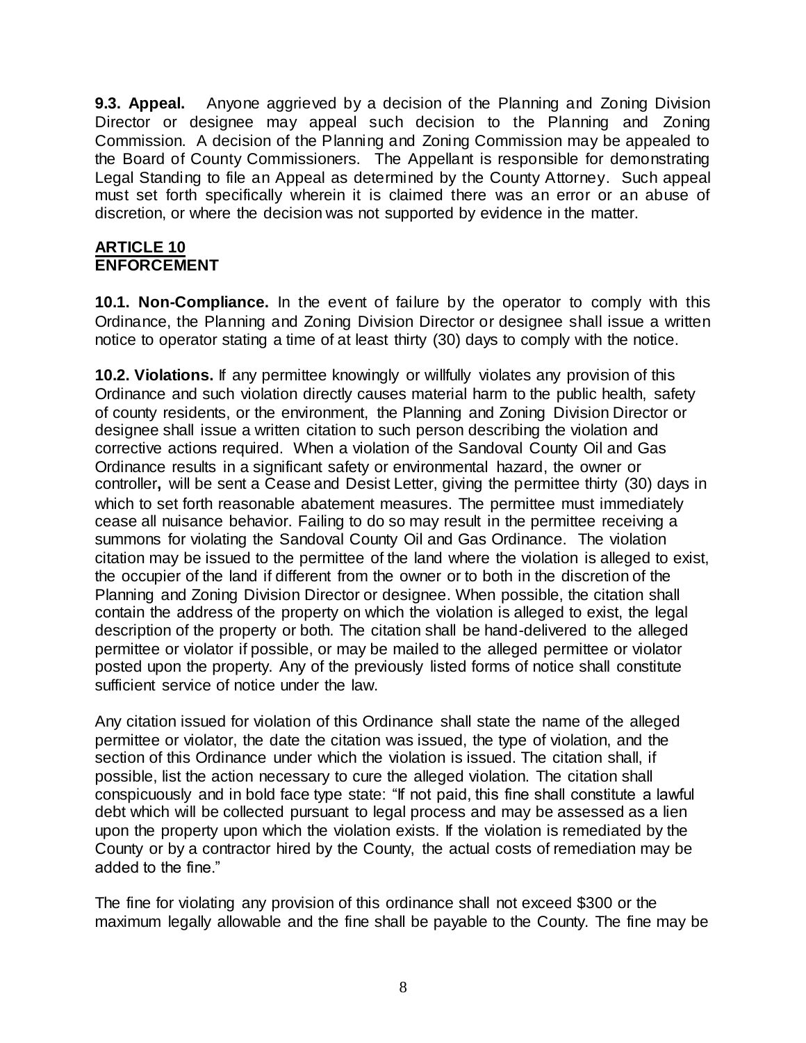**9.3. Appeal.** Anyone aggrieved by a decision of the Planning and Zoning Division Director or designee may appeal such decision to the Planning and Zoning Commission. A decision of the Planning and Zoning Commission may be appealed to the Board of County Commissioners. The Appellant is responsible for demonstrating Legal Standing to file an Appeal as determined by the County Attorney. Such appeal must set forth specifically wherein it is claimed there was an error or an abuse of discretion, or where the decision was not supported by evidence in the matter.

## ARTICLE 10
## ENFORCEMENT

**10.1. Non-Compliance.** In the event of failure by the operator to comply with this Ordinance, the Planning and Zoning Division Director or designee shall issue a written notice to operator stating a time of at least thirty (30) days to comply with the notice.

**10.2. Violations.** If any permittee knowingly or willfully violates any provision of this Ordinance and such violation directly causes material harm to the public health, safety of county residents, or the environment, the Planning and Zoning Division Director or designee shall issue a written citation to such person describing the violation and corrective actions required. When a violation of the Sandoval County Oil and Gas Ordinance results in a significant safety or environmental hazard, the owner or controller**,** will be sent a Cease and Desist Letter, giving the permittee thirty (30) days in which to set forth reasonable abatement measures. The permittee must immediately cease all nuisance behavior. Failing to do so may result in the permittee receiving a summons for violating the Sandoval County Oil and Gas Ordinance. The violation citation may be issued to the permittee of the land where the violation is alleged to exist, the occupier of the land if different from the owner or to both in the discretion of the Planning and Zoning Division Director or designee. When possible, the citation shall contain the address of the property on which the violation is alleged to exist, the legal description of the property or both. The citation shall be hand-delivered to the alleged permittee or violator if possible, or may be mailed to the alleged permittee or violator posted upon the property. Any of the previously listed forms of notice shall constitute sufficient service of notice under the law.

Any citation issued for violation of this Ordinance shall state the name of the alleged permittee or violator, the date the citation was issued, the type of violation, and the section of this Ordinance under which the violation is issued. The citation shall, if possible, list the action necessary to cure the alleged violation. The citation shall conspicuously and in bold face type state: "If not paid, this fine shall constitute a lawful debt which will be collected pursuant to legal process and may be assessed as a lien upon the property upon which the violation exists. If the violation is remediated by the County or by a contractor hired by the County, the actual costs of remediation may be added to the fine."

The fine for violating any provision of this ordinance shall not exceed $300 or the maximum legally allowable and the fine shall be payable to the County. The fine may be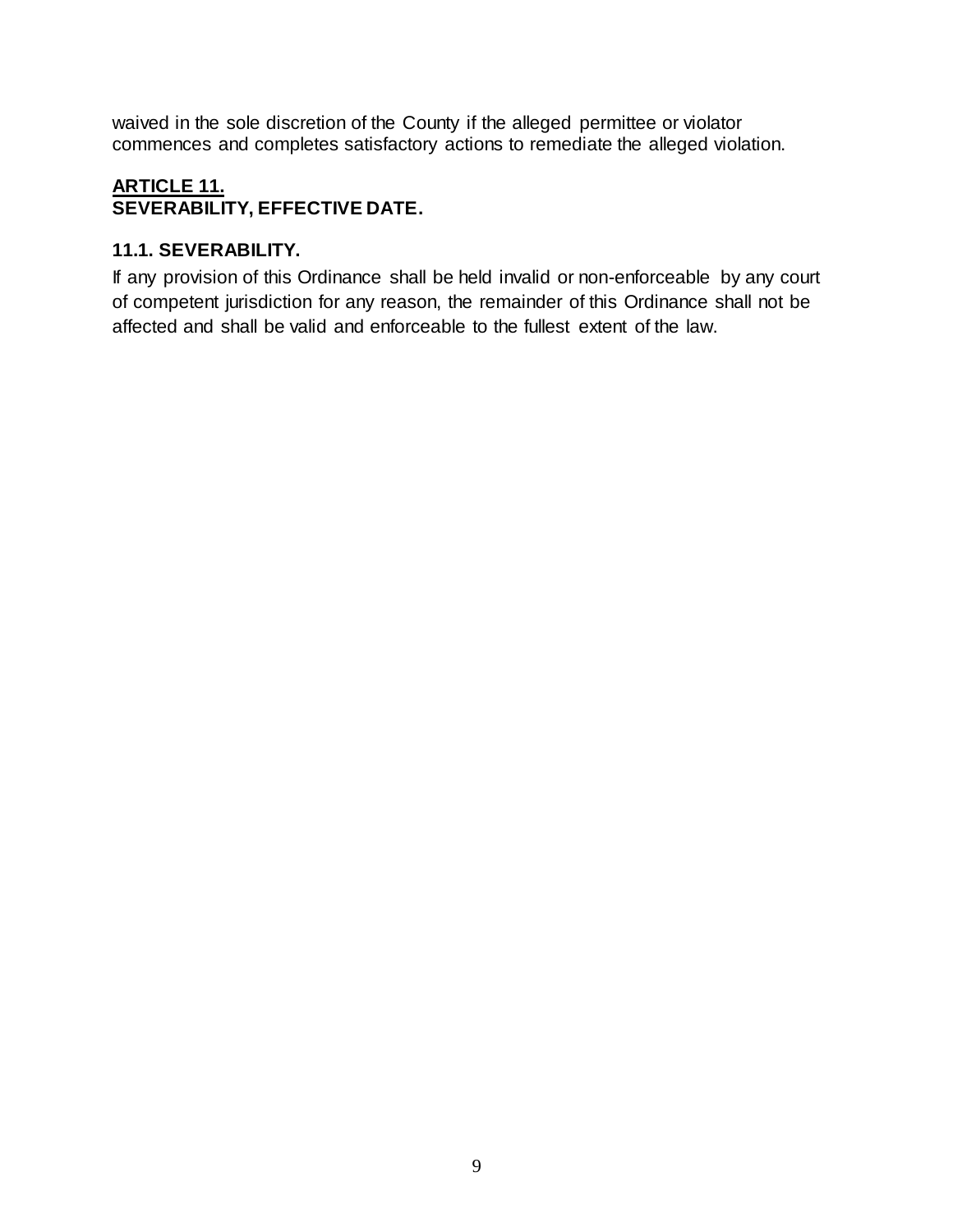waived in the sole discretion of the County if the alleged permittee or violator commences and completes satisfactory actions to remediate the alleged violation.

## ARTICLE 11.
## SEVERABILITY, EFFECTIVE DATE.

### 11.1. SEVERABILITY.

If any provision of this Ordinance shall be held invalid or non-enforceable by any court of competent jurisdiction for any reason, the remainder of this Ordinance shall not be affected and shall be valid and enforceable to the fullest extent of the law.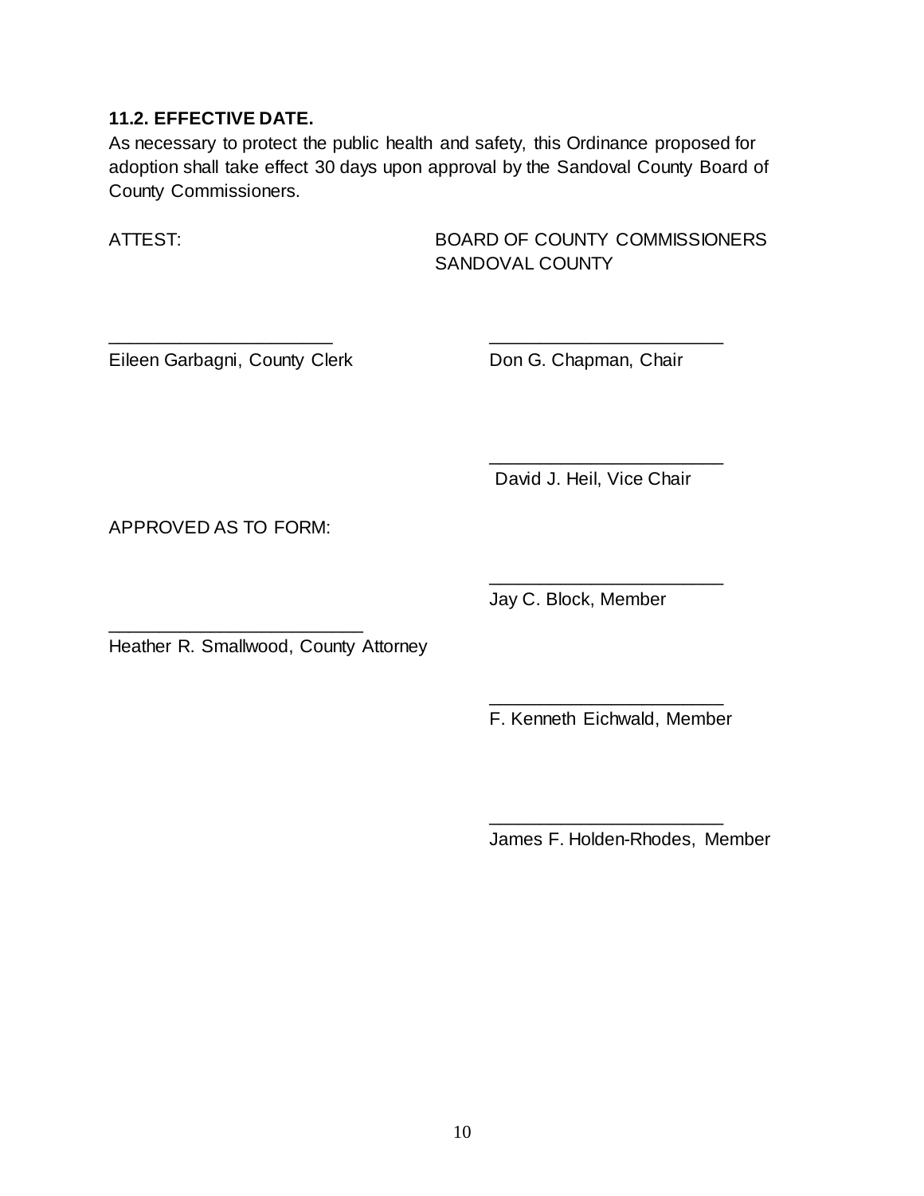**11.2. EFFECTIVE DATE.**

As necessary to protect the public health and safety, this Ordinance proposed for adoption shall take effect 30 days upon approval by the Sandoval County Board of County Commissioners.

ATTEST:

BOARD OF COUNTY COMMISSIONERS
SANDOVAL COUNTY

______________________
Eileen Garbagni, County Clerk

______________________
Don G. Chapman, Chair

______________________
David J. Heil, Vice Chair

APPROVED AS TO FORM:

______________________
Jay C. Block, Member

______________________
Heather R. Smallwood, County Attorney

______________________
F. Kenneth Eichwald, Member

______________________
James F. Holden-Rhodes, Member